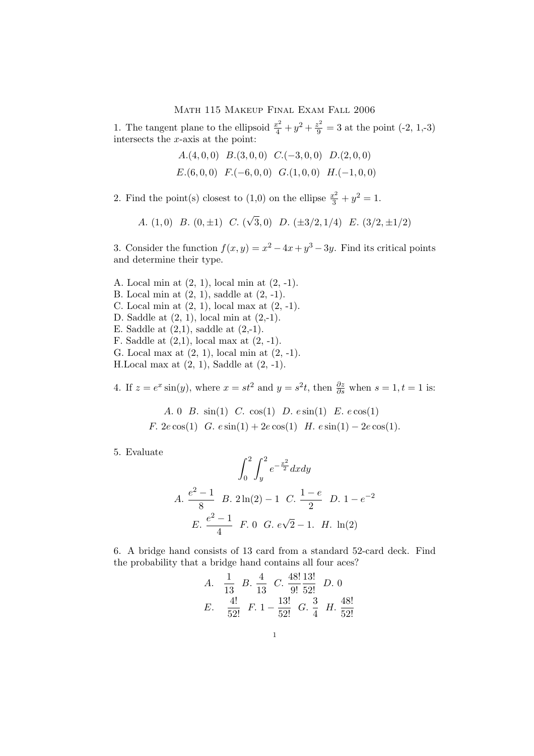# Math 115 Makeup Final Exam Fall 2006

1. The tangent plane to the ellipsoid $\frac{x^2}{4} + y^2 + \frac{z^2}{9} = 3$ at the point (-2, 1,-3) intersects the $x$-axis at the point:

$$A.(4,0,0) \quad B.(3,0,0) \quad C.(-3,0,0) \quad D.(2,0,0)$$
$$E.(6,0,0) \quad F.(-6,0,0) \quad G.(1,0,0) \quad H.(-1,0,0)$$

2. Find the point(s) closest to (1,0) on the ellipse $\frac{x^2}{3} + y^2 = 1$.

$$A.\ (1,0) \quad B.\ (0,\pm 1) \quad C.\ (\sqrt{3},0) \quad D.\ (\pm 3/2, 1/4) \quad E.\ (3/2, \pm 1/2)$$

3. Consider the function $f(x,y) = x^2 - 4x + y^3 - 3y$. Find its critical points and determine their type.

A. Local min at (2, 1), local min at (2, -1).
B. Local min at (2, 1), saddle at (2, -1).
C. Local min at (2, 1), local max at (2, -1).
D. Saddle at (2, 1), local min at (2,-1).
E. Saddle at (2,1), saddle at (2,-1).
F. Saddle at (2,1), local max at (2, -1).
G. Local max at (2, 1), local min at (2, -1).
H.Local max at (2, 1), Saddle at (2, -1).

4. If $z = e^x \sin(y)$, where $x = st^2$ and $y = s^2t$, then $\frac{\partial z}{\partial s}$ when $s = 1, t = 1$ is:

$$A.\ 0 \quad B.\ \sin(1) \quad C.\ \cos(1) \quad D.\ e\sin(1) \quad E.\ e\cos(1)$$
$$F.\ 2e\cos(1) \quad G.\ e\sin(1) + 2e\cos(1) \quad H.\ e\sin(1) - 2e\cos(1).$$

5. Evaluate

$$\int_0^2 \int_y^2 e^{-\frac{x^2}{2}} dx dy$$

$$A.\ \frac{e^2-1}{8} \quad B.\ 2\ln(2) - 1 \quad C.\ \frac{1-e}{2} \quad D.\ 1 - e^{-2}$$
$$E.\ \frac{e^2-1}{4} \quad F.\ 0 \quad G.\ e\sqrt{2} - 1. \quad H.\ \ln(2)$$

6. A bridge hand consists of 13 card from a standard 52-card deck. Find the probability that a bridge hand contains all four aces?

$$A.\ \frac{1}{13} \quad B.\ \frac{4}{13} \quad C.\ \frac{48!}{9!}\frac{13!}{52!} \quad D.\ 0$$
$$E.\ \frac{4!}{52!} \quad F.\ 1 - \frac{13!}{52!} \quad G.\ \frac{3}{4} \quad H.\ \frac{48!}{52!}$$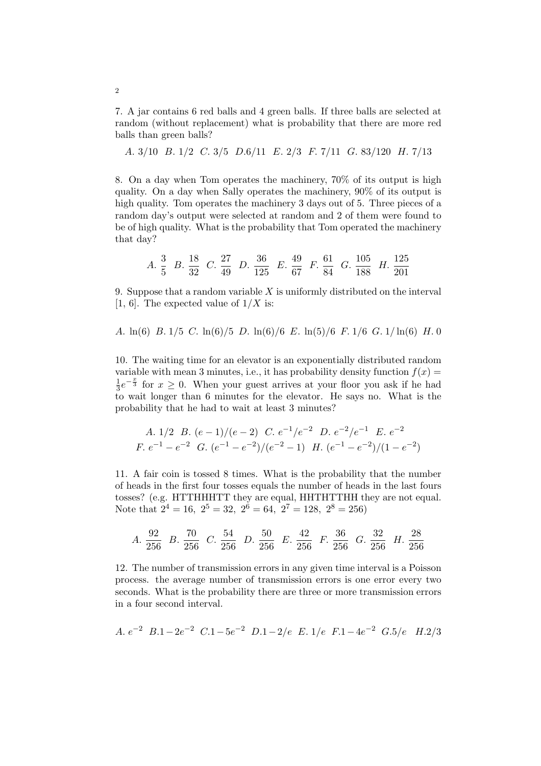7. A jar contains 6 red balls and 4 green balls. If three balls are selected at random (without replacement) what is probability that there are more red balls than green balls?

$A.\ 3/10\quad B.\ 1/2\quad C.\ 3/5\quad D. 6/11\quad E.\ 2/3\quad F.\ 7/11\quad G.\ 83/120\quad H.\ 7/13$

8. On a day when Tom operates the machinery, 70% of its output is high quality. On a day when Sally operates the machinery, 90% of its output is high quality. Tom operates the machinery 3 days out of 5. Three pieces of a random day's output were selected at random and 2 of them were found to be of high quality. What is the probability that Tom operated the machinery that day?

$$A.\ \frac{3}{5}\quad B.\ \frac{18}{32}\quad C.\ \frac{27}{49}\quad D.\ \frac{36}{125}\quad E.\ \frac{49}{67}\quad F.\ \frac{61}{84}\quad G.\ \frac{105}{188}\quad H.\ \frac{125}{201}$$

9. Suppose that a random variable $X$ is uniformly distributed on the interval $[1, 6]$. The expected value of $1/X$ is:

$A.\ \ln(6)\quad B.\ 1/5\quad C.\ \ln(6)/5\quad D.\ \ln(6)/6\quad E.\ \ln(5)/6\quad F.\ 1/6\quad G.\ 1/\ln(6)\quad H.\ 0$

10. The waiting time for an elevator is an exponentially distributed random variable with mean 3 minutes, i.e., it has probability density function $f(x) = \frac{1}{3}e^{-\frac{x}{3}}$ for $x \geq 0$. When your guest arrives at your floor you ask if he had to wait longer than 6 minutes for the elevator. He says no. What is the probability that he had to wait at least 3 minutes?

$$A.\ 1/2\quad B.\ (e-1)/(e-2)\quad C.\ e^{-1}/e^{-2}\quad D.\ e^{-2}/e^{-1}\quad E.\ e^{-2}$$
$$F.\ e^{-1}-e^{-2}\quad G.\ (e^{-1}-e^{-2})/(e^{-2}-1)\quad H.\ (e^{-1}-e^{-2})/(1-e^{-2})$$

11. A fair coin is tossed 8 times. What is the probability that the number of heads in the first four tosses equals the number of heads in the last fours tosses? (e.g. HTTHHHTT they are equal, HHTHTTHH they are not equal. Note that $2^4 = 16,\ 2^5 = 32,\ 2^6 = 64,\ 2^7 = 128,\ 2^8 = 256$)

$$A.\ \frac{92}{256}\quad B.\ \frac{70}{256}\quad C.\ \frac{54}{256}\quad D.\ \frac{50}{256}\quad E.\ \frac{42}{256}\quad F.\ \frac{36}{256}\quad G.\ \frac{32}{256}\quad H.\ \frac{28}{256}$$

12. The number of transmission errors in any given time interval is a Poisson process. the average number of transmission errors is one error every two seconds. What is the probability there are three or more transmission errors in a four second interval.

$A.\ e^{-2}\quad B. 1-2e^{-2}\quad C. 1-5e^{-2}\quad D. 1-2/e\quad E.\ 1/e\quad F. 1-4e^{-2}\quad G. 5/e\quad H. 2/3$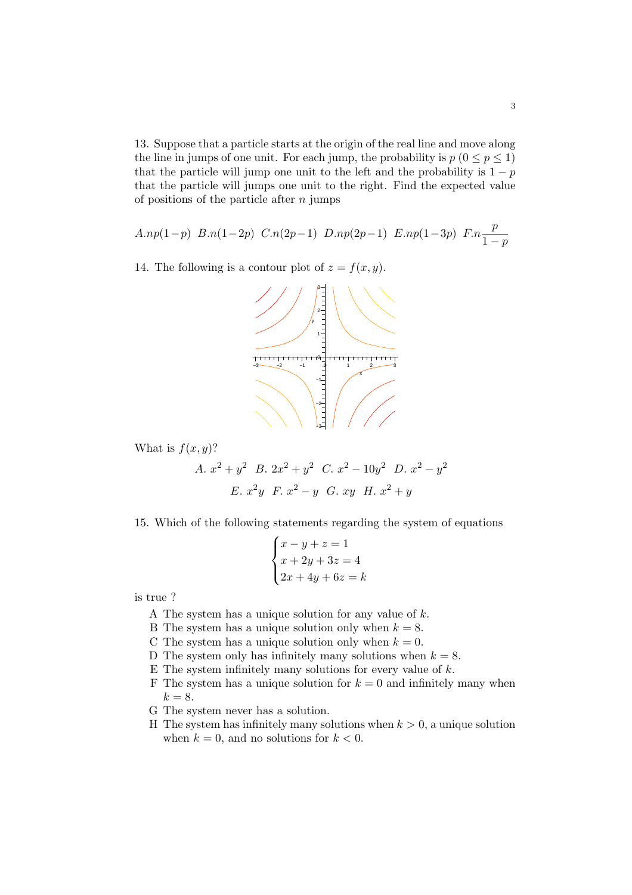13. Suppose that a particle starts at the origin of the real line and move along the line in jumps of one unit. For each jump, the probability is $p$ $(0 \leq p \leq 1)$ that the particle will jump one unit to the left and the probability is $1-p$ that the particle will jumps one unit to the right. Find the expected value of positions of the particle after $n$ jumps

$A.np(1-p)$ $B.n(1-2p)$ $C.n(2p-1)$ $D.np(2p-1)$ $E.np(1-3p)$ $F.n\dfrac{p}{1-p}$

14. The following is a contour plot of $z = f(x, y)$.

What is $f(x, y)$?

$A.\ x^2 + y^2$ $B.\ 2x^2 + y^2$ $C.\ x^2 - 10y^2$ $D.\ x^2 - y^2$

$E.\ x^2y$ $F.\ x^2 - y$ $G.\ xy$ $H.\ x^2 + y$

15. Which of the following statements regarding the system of equations

$$\begin{cases} x - y + z = 1 \\ x + 2y + 3z = 4 \\ 2x + 4y + 6z = k \end{cases}$$

is true ?

- A The system has a unique solution for any value of $k$.
- B The system has a unique solution only when $k = 8$.
- C The system has a unique solution only when $k = 0$.
- D The system only has infinitely many solutions when $k = 8$.
- E The system infinitely many solutions for every value of $k$.
- F The system has a unique solution for $k = 0$ and infinitely many when $k = 8$.
- G The system never has a solution.
- H The system has infinitely many solutions when $k > 0$, a unique solution when $k = 0$, and no solutions for $k < 0$.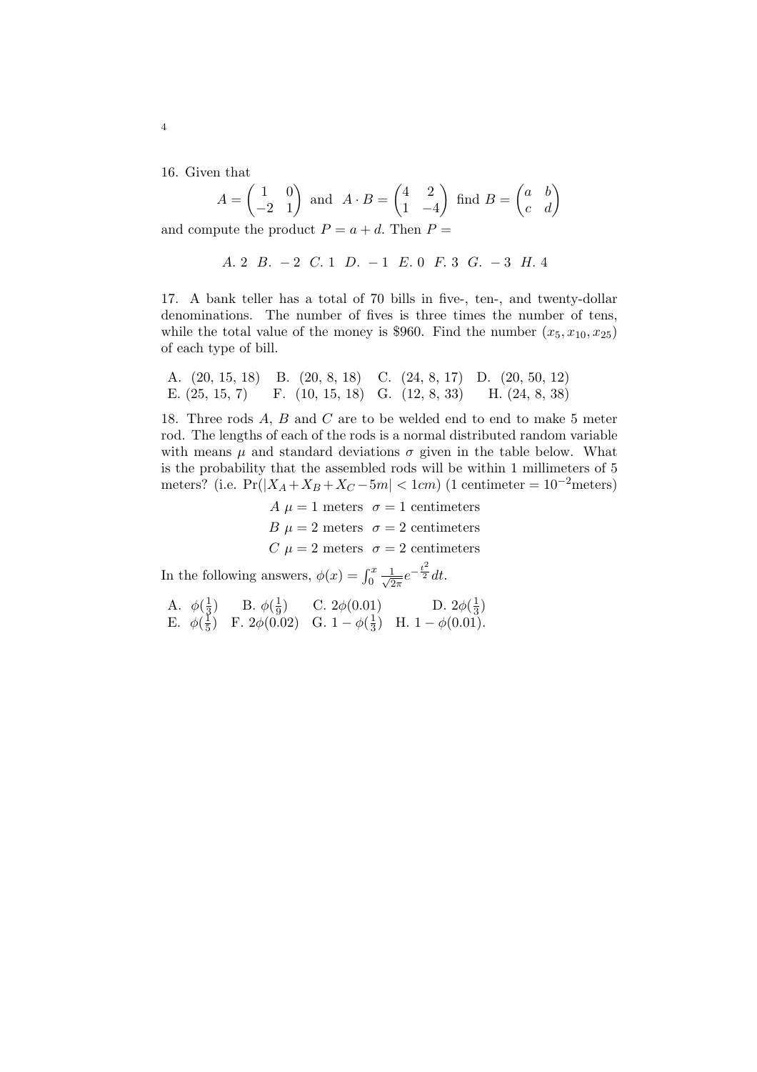16. Given that

$$A = \begin{pmatrix} 1 & 0 \\ -2 & 1 \end{pmatrix} \text{ and } A \cdot B = \begin{pmatrix} 4 & 2 \\ 1 & -4 \end{pmatrix} \text{ find } B = \begin{pmatrix} a & b \\ c & d \end{pmatrix}$$

and compute the product $P = a + d$. Then $P =$

$$A.\ 2 \quad B.\ -2 \quad C.\ 1 \quad D.\ -1 \quad E.\ 0 \quad F.\ 3 \quad G.\ -3 \quad H.\ 4$$

17. A bank teller has a total of 70 bills in five-, ten-, and twenty-dollar denominations. The number of fives is three times the number of tens, while the total value of the money is \$960. Find the number $(x_5, x_{10}, x_{25})$ of each type of bill.

A. (20, 15, 18) B. (20, 8, 18) C. (24, 8, 17) D. (20, 50, 12)
E. (25, 15, 7) F. (10, 15, 18) G. (12, 8, 33) H. (24, 8, 38)

18. Three rods $A$, $B$ and $C$ are to be welded end to end to make 5 meter rod. The lengths of each of the rods is a normal distributed random variable with means $\mu$ and standard deviations $\sigma$ given in the table below. What is the probability that the assembled rods will be within 1 millimeters of 5 meters? (i.e. $\Pr(|X_A + X_B + X_C - 5m| < 1cm)$ (1 centimeter $= 10^{-2}$meters)

$A$ $\mu = 1$ meters $\sigma = 1$ centimeters

$B$ $\mu = 2$ meters $\sigma = 2$ centimeters

$C$ $\mu = 2$ meters $\sigma = 2$ centimeters

In the following answers, $\phi(x) = \int_0^x \frac{1}{\sqrt{2\pi}} e^{-\frac{t^2}{2}} dt$.

A. $\phi(\frac{1}{3})$ B. $\phi(\frac{1}{9})$ C. $2\phi(0.01)$ D. $2\phi(\frac{1}{3})$
E. $\phi(\frac{1}{5})$ F. $2\phi(0.02)$ G. $1 - \phi(\frac{1}{3})$ H. $1 - \phi(0.01)$.